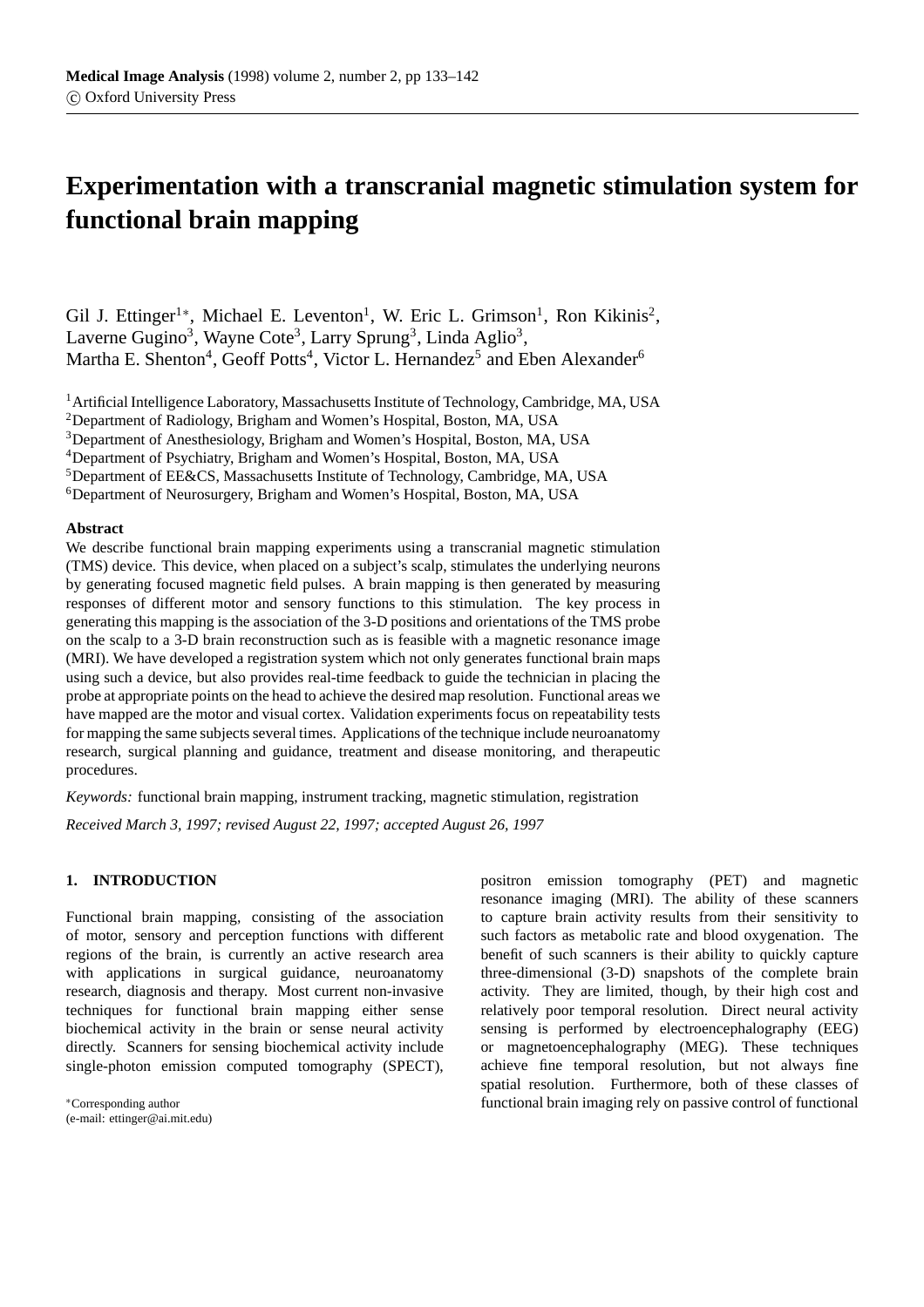# Experimentation with a transcranial magnetic stimulation system for functional brain mapping

Gil J. Ettinger[1*], Michael E. Leventon[1], W. Eric L. Grimson[1], Ron Kikinis[2], Laverne Gugino[3], Wayne Cote[3], Larry Sprung[3], Linda Aglio[3], Martha E. Shenton[4], Geoff Potts[4], Victor L. Hernandez[5] and Eben Alexander[6]

[1]Artificial Intelligence Laboratory, Massachusetts Institute of Technology, Cambridge, MA, USA
[2]Department of Radiology, Brigham and Women's Hospital, Boston, MA, USA
[3]Department of Anesthesiology, Brigham and Women's Hospital, Boston, MA, USA
[4]Department of Psychiatry, Brigham and Women's Hospital, Boston, MA, USA
[5]Department of EE&CS, Massachusetts Institute of Technology, Cambridge, MA, USA
[6]Department of Neurosurgery, Brigham and Women's Hospital, Boston, MA, USA

**Abstract**

We describe functional brain mapping experiments using a transcranial magnetic stimulation (TMS) device. This device, when placed on a subject's scalp, stimulates the underlying neurons by generating focused magnetic field pulses. A brain mapping is then generated by measuring responses of different motor and sensory functions to this stimulation. The key process in generating this mapping is the association of the 3-D positions and orientations of the TMS probe on the scalp to a 3-D brain reconstruction such as is feasible with a magnetic resonance image (MRI). We have developed a registration system which not only generates functional brain maps using such a device, but also provides real-time feedback to guide the technician in placing the probe at appropriate points on the head to achieve the desired map resolution. Functional areas we have mapped are the motor and visual cortex. Validation experiments focus on repeatability tests for mapping the same subjects several times. Applications of the technique include neuroanatomy research, surgical planning and guidance, treatment and disease monitoring, and therapeutic procedures.

*Keywords:* functional brain mapping, instrument tracking, magnetic stimulation, registration

*Received March 3, 1997; revised August 22, 1997; accepted August 26, 1997*

## 1. INTRODUCTION

Functional brain mapping, consisting of the association of motor, sensory and perception functions with different regions of the brain, is currently an active research area with applications in surgical guidance, neuroanatomy research, diagnosis and therapy. Most current non-invasive techniques for functional brain mapping either sense biochemical activity in the brain or sense neural activity directly. Scanners for sensing biochemical activity include single-photon emission computed tomography (SPECT), positron emission tomography (PET) and magnetic resonance imaging (MRI). The ability of these scanners to capture brain activity results from their sensitivity to such factors as metabolic rate and blood oxygenation. The benefit of such scanners is their ability to quickly capture three-dimensional (3-D) snapshots of the complete brain activity. They are limited, though, by their high cost and relatively poor temporal resolution. Direct neural activity sensing is performed by electroencephalography (EEG) or magnetoencephalography (MEG). These techniques achieve fine temporal resolution, but not always fine spatial resolution. Furthermore, both of these classes of functional brain imaging rely on passive control of functional

*Corresponding author
(e-mail: ettinger@ai.mit.edu)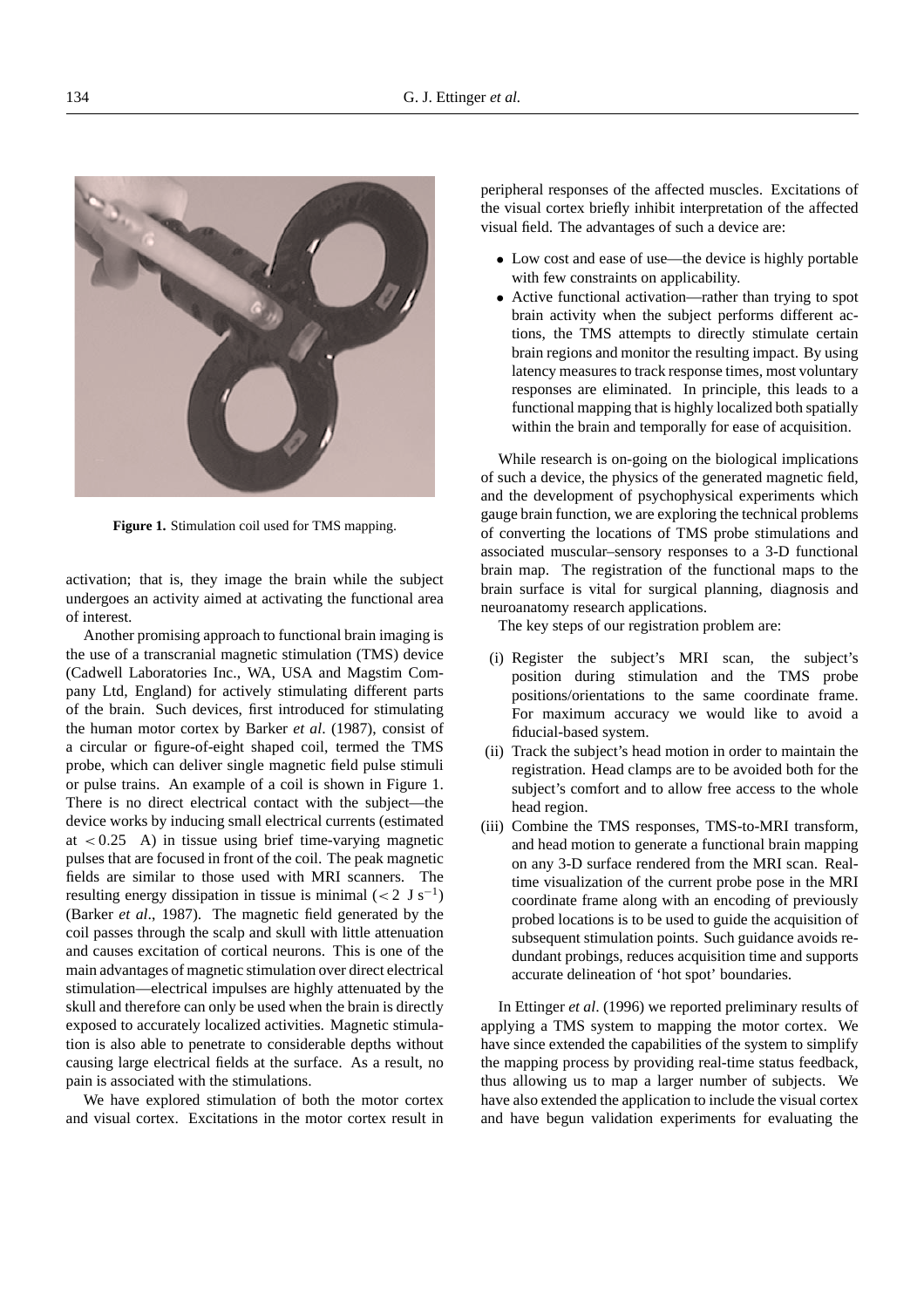Figure 1. Stimulation coil used for TMS mapping.

activation; that is, they image the brain while the subject undergoes an activity aimed at activating the functional area of interest.

Another promising approach to functional brain imaging is the use of a transcranial magnetic stimulation (TMS) device (Cadwell Laboratories Inc., WA, USA and Magstim Company Ltd, England) for actively stimulating different parts of the brain. Such devices, first introduced for stimulating the human motor cortex by Barker *et al*. (1987), consist of a circular or figure-of-eight shaped coil, termed the TMS probe, which can deliver single magnetic field pulse stimuli or pulse trains. An example of a coil is shown in Figure 1. There is no direct electrical contact with the subject—the device works by inducing small electrical currents (estimated at $< 0.25$ A) in tissue using brief time-varying magnetic pulses that are focused in front of the coil. The peak magnetic fields are similar to those used with MRI scanners. The resulting energy dissipation in tissue is minimal ($< 2$ J s$^{-1}$) (Barker *et al*., 1987). The magnetic field generated by the coil passes through the scalp and skull with little attenuation and causes excitation of cortical neurons. This is one of the main advantages of magnetic stimulation over direct electrical stimulation—electrical impulses are highly attenuated by the skull and therefore can only be used when the brain is directly exposed to accurately localized activities. Magnetic stimulation is also able to penetrate to considerable depths without causing large electrical fields at the surface. As a result, no pain is associated with the stimulations.

We have explored stimulation of both the motor cortex and visual cortex. Excitations in the motor cortex result in peripheral responses of the affected muscles. Excitations of the visual cortex briefly inhibit interpretation of the affected visual field. The advantages of such a device are:

- Low cost and ease of use—the device is highly portable with few constraints on applicability.
- Active functional activation—rather than trying to spot brain activity when the subject performs different actions, the TMS attempts to directly stimulate certain brain regions and monitor the resulting impact. By using latency measures to track response times, most voluntary responses are eliminated. In principle, this leads to a functional mapping that is highly localized both spatially within the brain and temporally for ease of acquisition.

While research is on-going on the biological implications of such a device, the physics of the generated magnetic field, and the development of psychophysical experiments which gauge brain function, we are exploring the technical problems of converting the locations of TMS probe stimulations and associated muscular–sensory responses to a 3-D functional brain map. The registration of the functional maps to the brain surface is vital for surgical planning, diagnosis and neuroanatomy research applications.

The key steps of our registration problem are:

(i) Register the subject's MRI scan, the subject's position during stimulation and the TMS probe positions/orientations to the same coordinate frame. For maximum accuracy we would like to avoid a fiducial-based system.

(ii) Track the subject's head motion in order to maintain the registration. Head clamps are to be avoided both for the subject's comfort and to allow free access to the whole head region.

(iii) Combine the TMS responses, TMS-to-MRI transform, and head motion to generate a functional brain mapping on any 3-D surface rendered from the MRI scan. Real-time visualization of the current probe pose in the MRI coordinate frame along with an encoding of previously probed locations is to be used to guide the acquisition of subsequent stimulation points. Such guidance avoids redundant probings, reduces acquisition time and supports accurate delineation of 'hot spot' boundaries.

In Ettinger *et al*. (1996) we reported preliminary results of applying a TMS system to mapping the motor cortex. We have since extended the capabilities of the system to simplify the mapping process by providing real-time status feedback, thus allowing us to map a larger number of subjects. We have also extended the application to include the visual cortex and have begun validation experiments for evaluating the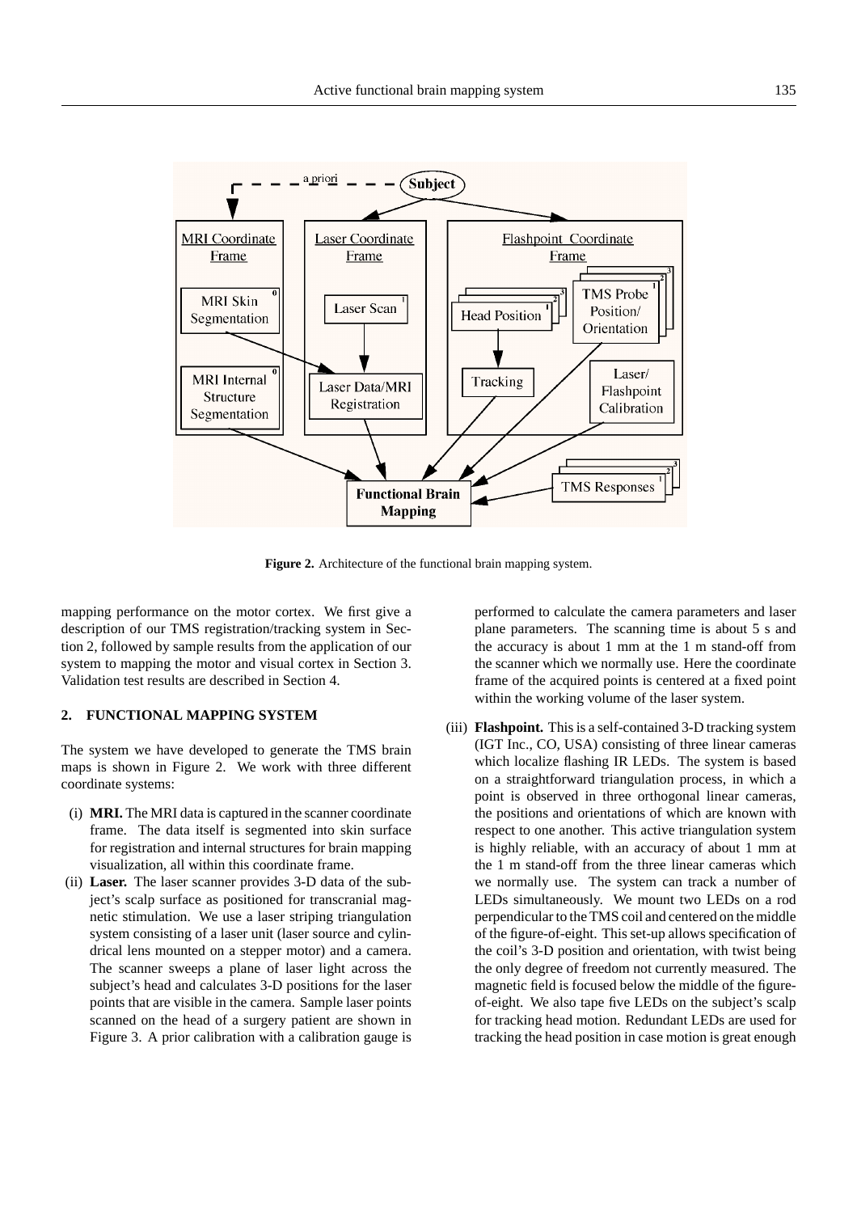**Figure 2.** Architecture of the functional brain mapping system.

mapping performance on the motor cortex. We first give a description of our TMS registration/tracking system in Section 2, followed by sample results from the application of our system to mapping the motor and visual cortex in Section 3. Validation test results are described in Section 4.

## 2. FUNCTIONAL MAPPING SYSTEM

The system we have developed to generate the TMS brain maps is shown in Figure 2. We work with three different coordinate systems:

(i) **MRI.** The MRI data is captured in the scanner coordinate frame. The data itself is segmented into skin surface for registration and internal structures for brain mapping visualization, all within this coordinate frame.

(ii) **Laser.** The laser scanner provides 3-D data of the subject's scalp surface as positioned for transcranial magnetic stimulation. We use a laser striping triangulation system consisting of a laser unit (laser source and cylindrical lens mounted on a stepper motor) and a camera. The scanner sweeps a plane of laser light across the subject's head and calculates 3-D positions for the laser points that are visible in the camera. Sample laser points scanned on the head of a surgery patient are shown in Figure 3. A prior calibration with a calibration gauge is performed to calculate the camera parameters and laser plane parameters. The scanning time is about 5 s and the accuracy is about 1 mm at the 1 m stand-off from the scanner which we normally use. Here the coordinate frame of the acquired points is centered at a fixed point within the working volume of the laser system.

(iii) **Flashpoint.** This is a self-contained 3-D tracking system (IGT Inc., CO, USA) consisting of three linear cameras which localize flashing IR LEDs. The system is based on a straightforward triangulation process, in which a point is observed in three orthogonal linear cameras, the positions and orientations of which are known with respect to one another. This active triangulation system is highly reliable, with an accuracy of about 1 mm at the 1 m stand-off from the three linear cameras which we normally use. The system can track a number of LEDs simultaneously. We mount two LEDs on a rod perpendicular to the TMS coil and centered on the middle of the figure-of-eight. This set-up allows specification of the coil's 3-D position and orientation, with twist being the only degree of freedom not currently measured. The magnetic field is focused below the middle of the figure-of-eight. We also tape five LEDs on the subject's scalp for tracking head motion. Redundant LEDs are used for tracking the head position in case motion is great enough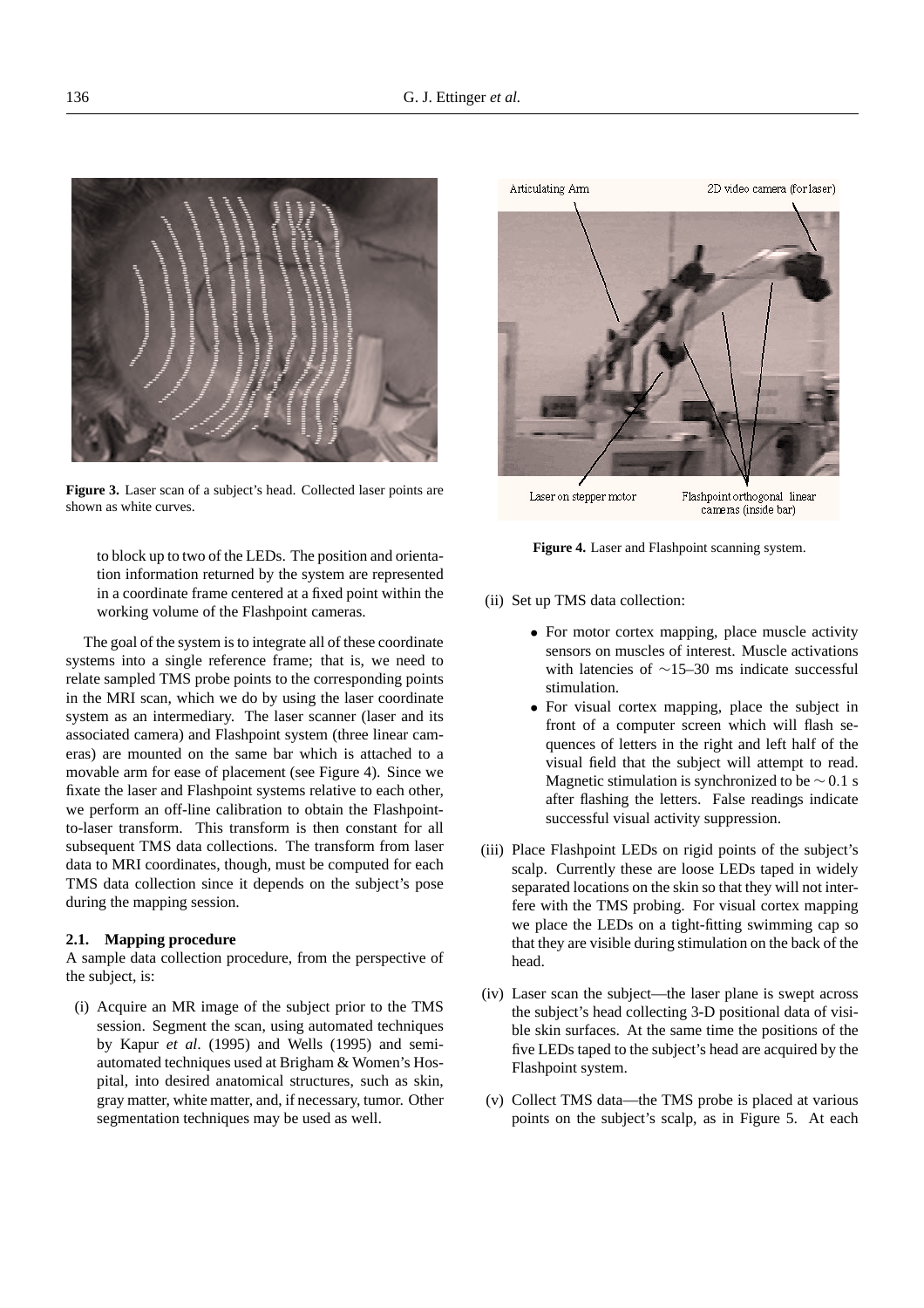Figure 3. Laser scan of a subject's head. Collected laser points are shown as white curves.

to block up to two of the LEDs. The position and orientation information returned by the system are represented in a coordinate frame centered at a fixed point within the working volume of the Flashpoint cameras.

The goal of the system is to integrate all of these coordinate systems into a single reference frame; that is, we need to relate sampled TMS probe points to the corresponding points in the MRI scan, which we do by using the laser coordinate system as an intermediary. The laser scanner (laser and its associated camera) and Flashpoint system (three linear cameras) are mounted on the same bar which is attached to a movable arm for ease of placement (see Figure 4). Since we fixate the laser and Flashpoint systems relative to each other, we perform an off-line calibration to obtain the Flashpoint-to-laser transform. This transform is then constant for all subsequent TMS data collections. The transform from laser data to MRI coordinates, though, must be computed for each TMS data collection since it depends on the subject's pose during the mapping session.

### 2.1. Mapping procedure

A sample data collection procedure, from the perspective of the subject, is:

(i) Acquire an MR image of the subject prior to the TMS session. Segment the scan, using automated techniques by Kapur *et al*. (1995) and Wells (1995) and semi-automated techniques used at Brigham & Women's Hospital, into desired anatomical structures, such as skin, gray matter, white matter, and, if necessary, tumor. Other segmentation techniques may be used as well.

Figure 4. Laser and Flashpoint scanning system.

(ii) Set up TMS data collection:

- For motor cortex mapping, place muscle activity sensors on muscles of interest. Muscle activations with latencies of ~15–30 ms indicate successful stimulation.
- For visual cortex mapping, place the subject in front of a computer screen which will flash sequences of letters in the right and left half of the visual field that the subject will attempt to read. Magnetic stimulation is synchronized to be ~ 0.1 s after flashing the letters. False readings indicate successful visual activity suppression.

(iii) Place Flashpoint LEDs on rigid points of the subject's scalp. Currently these are loose LEDs taped in widely separated locations on the skin so that they will not interfere with the TMS probing. For visual cortex mapping we place the LEDs on a tight-fitting swimming cap so that they are visible during stimulation on the back of the head.

(iv) Laser scan the subject—the laser plane is swept across the subject's head collecting 3-D positional data of visible skin surfaces. At the same time the positions of the five LEDs taped to the subject's head are acquired by the Flashpoint system.

(v) Collect TMS data—the TMS probe is placed at various points on the subject's scalp, as in Figure 5. At each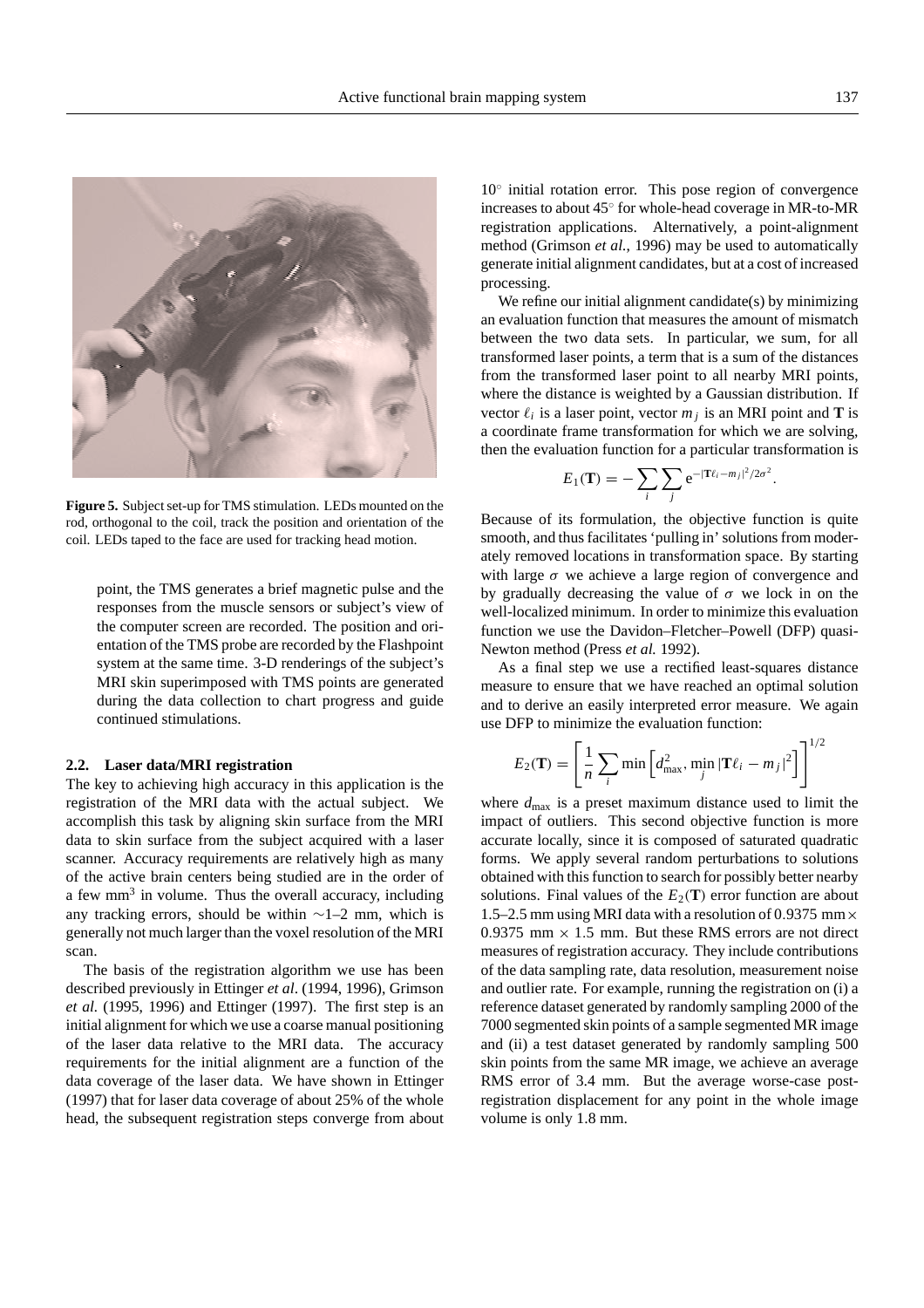**Figure 5.** Subject set-up for TMS stimulation. LEDs mounted on the rod, orthogonal to the coil, track the position and orientation of the coil. LEDs taped to the face are used for tracking head motion.

point, the TMS generates a brief magnetic pulse and the responses from the muscle sensors or subject's view of the computer screen are recorded. The position and orientation of the TMS probe are recorded by the Flashpoint system at the same time. 3-D renderings of the subject's MRI skin superimposed with TMS points are generated during the data collection to chart progress and guide continued stimulations.

### 2.2. Laser data/MRI registration

The key to achieving high accuracy in this application is the registration of the MRI data with the actual subject. We accomplish this task by aligning skin surface from the MRI data to skin surface from the subject acquired with a laser scanner. Accuracy requirements are relatively high as many of the active brain centers being studied are in the order of a few mm$^3$ in volume. Thus the overall accuracy, including any tracking errors, should be within $\sim$1–2 mm, which is generally not much larger than the voxel resolution of the MRI scan.

The basis of the registration algorithm we use has been described previously in Ettinger *et al*. (1994, 1996), Grimson *et al.* (1995, 1996) and Ettinger (1997). The first step is an initial alignment for which we use a coarse manual positioning of the laser data relative to the MRI data. The accuracy requirements for the initial alignment are a function of the data coverage of the laser data. We have shown in Ettinger (1997) that for laser data coverage of about 25% of the whole head, the subsequent registration steps converge from about $10^\circ$ initial rotation error. This pose region of convergence increases to about $45^\circ$ for whole-head coverage in MR-to-MR registration applications. Alternatively, a point-alignment method (Grimson *et al.,* 1996) may be used to automatically generate initial alignment candidates, but at a cost of increased processing.

We refine our initial alignment candidate(s) by minimizing an evaluation function that measures the amount of mismatch between the two data sets. In particular, we sum, for all transformed laser points, a term that is a sum of the distances from the transformed laser point to all nearby MRI points, where the distance is weighted by a Gaussian distribution. If vector $\ell_i$ is a laser point, vector $m_j$ is an MRI point and $\mathbf{T}$ is a coordinate frame transformation for which we are solving, then the evaluation function for a particular transformation is

$$E_1(\mathbf{T}) = -\sum_i \sum_j e^{-|\mathbf{T}\ell_i - m_j|^2/2\sigma^2}.$$

Because of its formulation, the objective function is quite smooth, and thus facilitates 'pulling in' solutions from moderately removed locations in transformation space. By starting with large $\sigma$ we achieve a large region of convergence and by gradually decreasing the value of $\sigma$ we lock in on the well-localized minimum. In order to minimize this evaluation function we use the Davidon–Fletcher–Powell (DFP) quasi-Newton method (Press *et al.* 1992).

As a final step we use a rectified least-squares distance measure to ensure that we have reached an optimal solution and to derive an easily interpreted error measure. We again use DFP to minimize the evaluation function:

$$E_2(\mathbf{T}) = \left[ \frac{1}{n} \sum_i \min \left[ d_{\max}^2, \min_j |\mathbf{T}\ell_i - m_j|^2 \right] \right]^{1/2}$$

where $d_{\max}$ is a preset maximum distance used to limit the impact of outliers. This second objective function is more accurate locally, since it is composed of saturated quadratic forms. We apply several random perturbations to solutions obtained with this function to search for possibly better nearby solutions. Final values of the $E_2(\mathbf{T})$ error function are about 1.5–2.5 mm using MRI data with a resolution of $0.9375 \text{ mm} \times 0.9375 \text{ mm} \times 1.5$ mm. But these RMS errors are not direct measures of registration accuracy. They include contributions of the data sampling rate, data resolution, measurement noise and outlier rate. For example, running the registration on (i) a reference dataset generated by randomly sampling 2000 of the 7000 segmented skin points of a sample segmented MR image and (ii) a test dataset generated by randomly sampling 500 skin points from the same MR image, we achieve an average RMS error of 3.4 mm. But the average worse-case post-registration displacement for any point in the whole image volume is only 1.8 mm.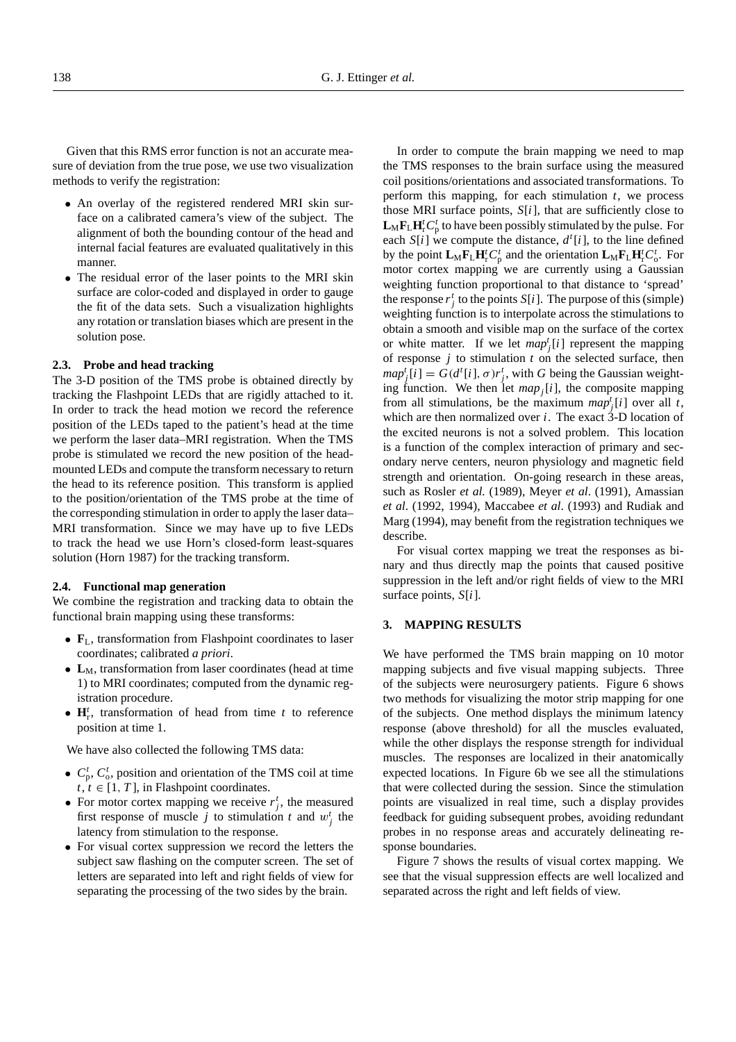Given that this RMS error function is not an accurate measure of deviation from the true pose, we use two visualization methods to verify the registration:

- An overlay of the registered rendered MRI skin surface on a calibrated camera's view of the subject. The alignment of both the bounding contour of the head and internal facial features are evaluated qualitatively in this manner.
- The residual error of the laser points to the MRI skin surface are color-coded and displayed in order to gauge the fit of the data sets. Such a visualization highlights any rotation or translation biases which are present in the solution pose.

### 2.3. Probe and head tracking

The 3-D position of the TMS probe is obtained directly by tracking the Flashpoint LEDs that are rigidly attached to it. In order to track the head motion we record the reference position of the LEDs taped to the patient's head at the time we perform the laser data–MRI registration. When the TMS probe is stimulated we record the new position of the head-mounted LEDs and compute the transform necessary to return the head to its reference position. This transform is applied to the position/orientation of the TMS probe at the time of the corresponding stimulation in order to apply the laser data–MRI transformation. Since we may have up to five LEDs to track the head we use Horn's closed-form least-squares solution (Horn 1987) for the tracking transform.

### 2.4. Functional map generation

We combine the registration and tracking data to obtain the functional brain mapping using these transforms:

- $\mathbf{F}_{\mathrm{L}}$, transformation from Flashpoint coordinates to laser coordinates; calibrated *a priori*.
- $\mathbf{L}_{\mathrm{M}}$, transformation from laser coordinates (head at time 1) to MRI coordinates; computed from the dynamic registration procedure.
- $\mathbf{H}_{\mathrm{r}}^{t}$, transformation of head from time $t$ to reference position at time 1.

We have also collected the following TMS data:

- $C_{\mathrm{p}}^{t}$, $C_{\mathrm{o}}^{t}$, position and orientation of the TMS coil at time $t$, $t \in [1, T]$, in Flashpoint coordinates.
- For motor cortex mapping we receive $r_j^t$, the measured first response of muscle $j$ to stimulation $t$ and $w_j^t$ the latency from stimulation to the response.
- For visual cortex suppression we record the letters the subject saw flashing on the computer screen. The set of letters are separated into left and right fields of view for separating the processing of the two sides by the brain.

In order to compute the brain mapping we need to map the TMS responses to the brain surface using the measured coil positions/orientations and associated transformations. To perform this mapping, for each stimulation $t$, we process those MRI surface points, $S[i]$, that are sufficiently close to $\mathbf{L}_{\mathrm{M}}\mathbf{F}_{\mathrm{L}}\mathbf{H}_{\mathrm{r}}^{t}C_{\mathrm{p}}^{t}$ to have been possibly stimulated by the pulse. For each $S[i]$ we compute the distance, $d^t[i]$, to the line defined by the point $\mathbf{L}_{\mathrm{M}}\mathbf{F}_{\mathrm{L}}\mathbf{H}_{\mathrm{r}}^{t}C_{\mathrm{p}}^{t}$ and the orientation $\mathbf{L}_{\mathrm{M}}\mathbf{F}_{\mathrm{L}}\mathbf{H}_{\mathrm{r}}^{t}C_{\mathrm{o}}^{t}$. For motor cortex mapping we are currently using a Gaussian weighting function proportional to that distance to 'spread' the response $r_j^t$ to the points $S[i]$. The purpose of this (simple) weighting function is to interpolate across the stimulations to obtain a smooth and visible map on the surface of the cortex or white matter. If we let $map_j^t[i]$ represent the mapping of response $j$ to stimulation $t$ on the selected surface, then $map_j^t[i] = G(d^t[i], \sigma) r_j^t$, with $G$ being the Gaussian weighting function. We then let $map_j[i]$, the composite mapping from all stimulations, be the maximum $map_j^t[i]$ over all $t$, which are then normalized over $i$. The exact 3-D location of the excited neurons is not a solved problem. This location is a function of the complex interaction of primary and secondary nerve centers, neuron physiology and magnetic field strength and orientation. On-going research in these areas, such as Rosler *et al.* (1989), Meyer *et al*. (1991), Amassian *et al*. (1992, 1994), Maccabee *et al*. (1993) and Rudiak and Marg (1994), may benefit from the registration techniques we describe.

For visual cortex mapping we treat the responses as binary and thus directly map the points that caused positive suppression in the left and/or right fields of view to the MRI surface points, $S[i]$.

## 3. MAPPING RESULTS

We have performed the TMS brain mapping on 10 motor mapping subjects and five visual mapping subjects. Three of the subjects were neurosurgery patients. Figure 6 shows two methods for visualizing the motor strip mapping for one of the subjects. One method displays the minimum latency response (above threshold) for all the muscles evaluated, while the other displays the response strength for individual muscles. The responses are localized in their anatomically expected locations. In Figure 6b we see all the stimulations that were collected during the session. Since the stimulation points are visualized in real time, such a display provides feedback for guiding subsequent probes, avoiding redundant probes in no response areas and accurately delineating response boundaries.

Figure 7 shows the results of visual cortex mapping. We see that the visual suppression effects are well localized and separated across the right and left fields of view.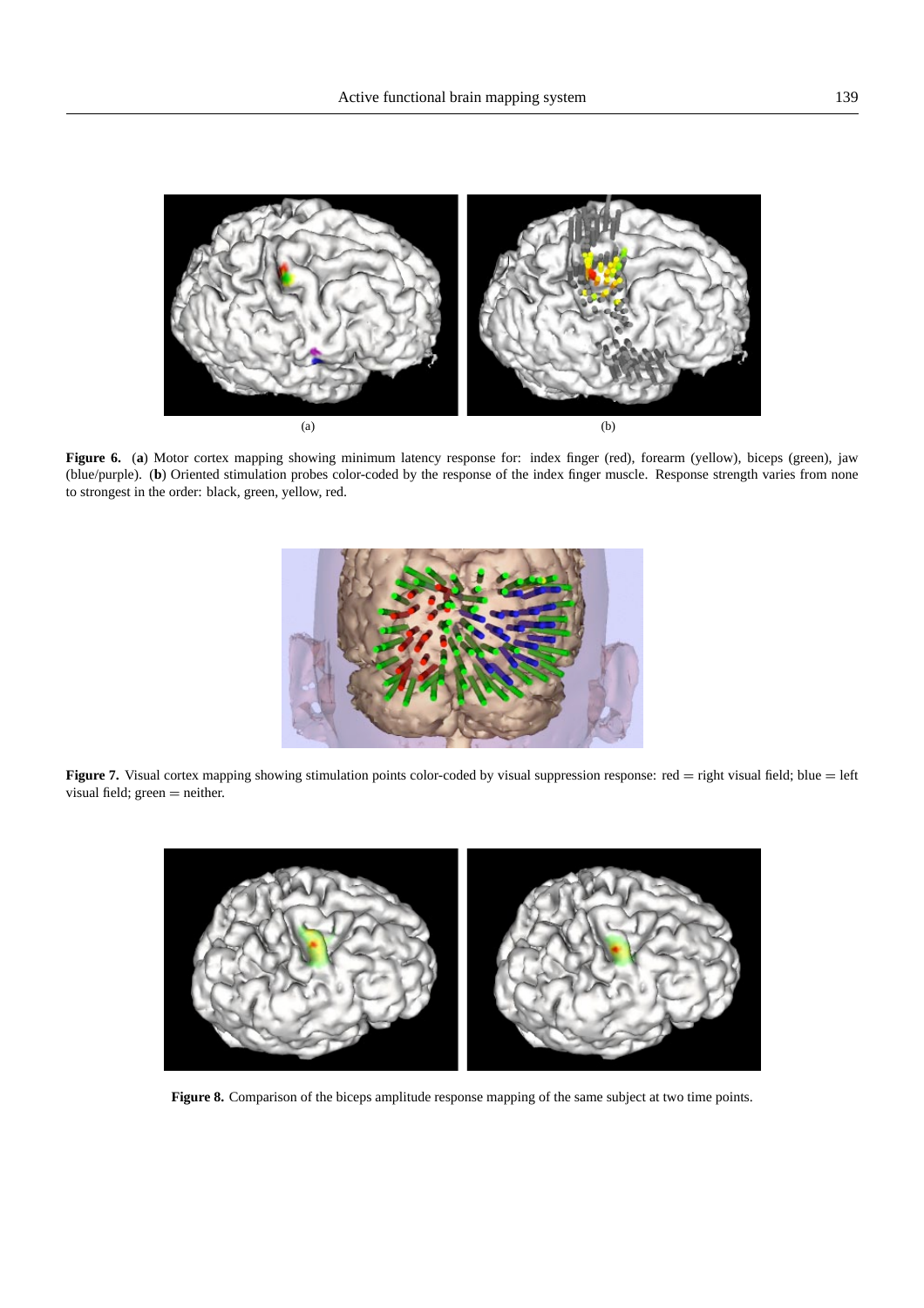(a)

(b)

**Figure 6.** (**a**) Motor cortex mapping showing minimum latency response for: index finger (red), forearm (yellow), biceps (green), jaw (blue/purple). (**b**) Oriented stimulation probes color-coded by the response of the index finger muscle. Response strength varies from none to strongest in the order: black, green, yellow, red.

**Figure 7.** Visual cortex mapping showing stimulation points color-coded by visual suppression response: red = right visual field; blue = left visual field; green = neither.

**Figure 8.** Comparison of the biceps amplitude response mapping of the same subject at two time points.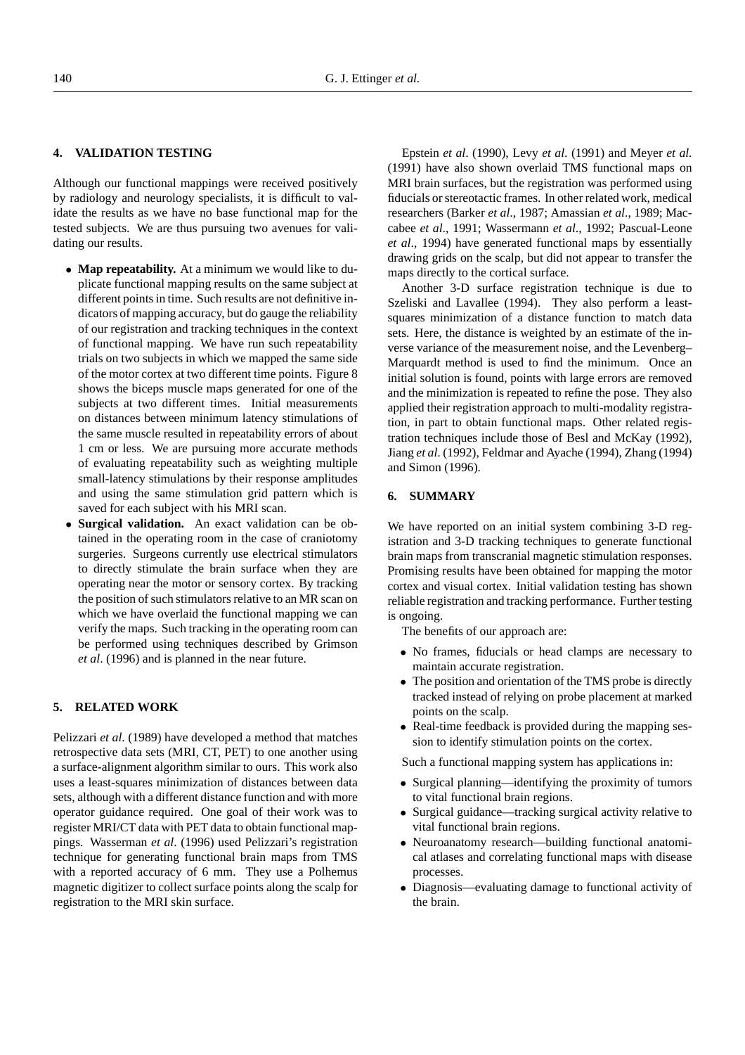## 4. VALIDATION TESTING

Although our functional mappings were received positively by radiology and neurology specialists, it is difficult to validate the results as we have no base functional map for the tested subjects. We are thus pursuing two avenues for validating our results.

- **Map repeatability.** At a minimum we would like to duplicate functional mapping results on the same subject at different points in time. Such results are not definitive indicators of mapping accuracy, but do gauge the reliability of our registration and tracking techniques in the context of functional mapping. We have run such repeatability trials on two subjects in which we mapped the same side of the motor cortex at two different time points. Figure 8 shows the biceps muscle maps generated for one of the subjects at two different times. Initial measurements on distances between minimum latency stimulations of the same muscle resulted in repeatability errors of about 1 cm or less. We are pursuing more accurate methods of evaluating repeatability such as weighting multiple small-latency stimulations by their response amplitudes and using the same stimulation grid pattern which is saved for each subject with his MRI scan.
- **Surgical validation.** An exact validation can be obtained in the operating room in the case of craniotomy surgeries. Surgeons currently use electrical stimulators to directly stimulate the brain surface when they are operating near the motor or sensory cortex. By tracking the position of such stimulators relative to an MR scan on which we have overlaid the functional mapping we can verify the maps. Such tracking in the operating room can be performed using techniques described by Grimson *et al*. (1996) and is planned in the near future.

## 5. RELATED WORK

Pelizzari *et al*. (1989) have developed a method that matches retrospective data sets (MRI, CT, PET) to one another using a surface-alignment algorithm similar to ours. This work also uses a least-squares minimization of distances between data sets, although with a different distance function and with more operator guidance required. One goal of their work was to register MRI/CT data with PET data to obtain functional mappings. Wasserman *et al*. (1996) used Pelizzari's registration technique for generating functional brain maps from TMS with a reported accuracy of 6 mm. They use a Polhemus magnetic digitizer to collect surface points along the scalp for registration to the MRI skin surface.

Epstein *et al*. (1990), Levy *et al*. (1991) and Meyer *et al*. (1991) have also shown overlaid TMS functional maps on MRI brain surfaces, but the registration was performed using fiducials or stereotactic frames. In other related work, medical researchers (Barker *et al*., 1987; Amassian *et al*., 1989; Maccabee *et al*., 1991; Wassermann *et al*., 1992; Pascual-Leone *et al*., 1994) have generated functional maps by essentially drawing grids on the scalp, but did not appear to transfer the maps directly to the cortical surface.

Another 3-D surface registration technique is due to Szeliski and Lavallee (1994). They also perform a least-squares minimization of a distance function to match data sets. Here, the distance is weighted by an estimate of the inverse variance of the measurement noise, and the Levenberg–Marquardt method is used to find the minimum. Once an initial solution is found, points with large errors are removed and the minimization is repeated to refine the pose. They also applied their registration approach to multi-modality registration, in part to obtain functional maps. Other related registration techniques include those of Besl and McKay (1992), Jiang *et al*. (1992), Feldmar and Ayache (1994), Zhang (1994) and Simon (1996).

## 6. SUMMARY

We have reported on an initial system combining 3-D registration and 3-D tracking techniques to generate functional brain maps from transcranial magnetic stimulation responses. Promising results have been obtained for mapping the motor cortex and visual cortex. Initial validation testing has shown reliable registration and tracking performance. Further testing is ongoing.

The benefits of our approach are:

- No frames, fiducials or head clamps are necessary to maintain accurate registration.
- The position and orientation of the TMS probe is directly tracked instead of relying on probe placement at marked points on the scalp.
- Real-time feedback is provided during the mapping session to identify stimulation points on the cortex.

Such a functional mapping system has applications in:

- Surgical planning—identifying the proximity of tumors to vital functional brain regions.
- Surgical guidance—tracking surgical activity relative to vital functional brain regions.
- Neuroanatomy research—building functional anatomical atlases and correlating functional maps with disease processes.
- Diagnosis—evaluating damage to functional activity of the brain.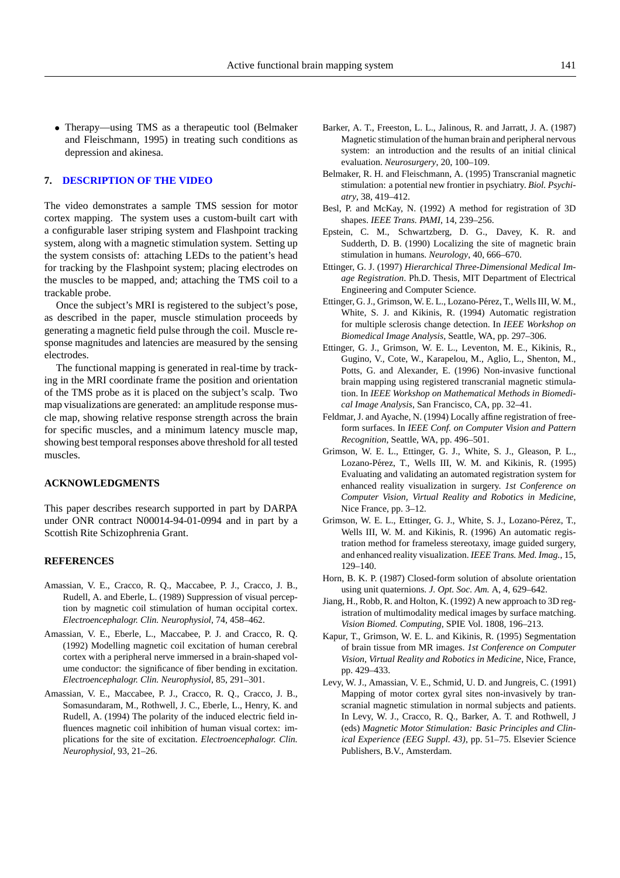- Therapy—using TMS as a therapeutic tool (Belmaker and Fleischmann, 1995) in treating such conditions as depression and akinesa.

## 7. DESCRIPTION OF THE VIDEO

The video demonstrates a sample TMS session for motor cortex mapping. The system uses a custom-built cart with a configurable laser striping system and Flashpoint tracking system, along with a magnetic stimulation system. Setting up the system consists of: attaching LEDs to the patient's head for tracking by the Flashpoint system; placing electrodes on the muscles to be mapped, and; attaching the TMS coil to a trackable probe.

Once the subject's MRI is registered to the subject's pose, as described in the paper, muscle stimulation proceeds by generating a magnetic field pulse through the coil. Muscle response magnitudes and latencies are measured by the sensing electrodes.

The functional mapping is generated in real-time by tracking in the MRI coordinate frame the position and orientation of the TMS probe as it is placed on the subject's scalp. Two map visualizations are generated: an amplitude response muscle map, showing relative response strength across the brain for specific muscles, and a minimum latency muscle map, showing best temporal responses above threshold for all tested muscles.

## ACKNOWLEDGMENTS

This paper describes research supported in part by DARPA under ONR contract N00014-94-01-0994 and in part by a Scottish Rite Schizophrenia Grant.

## REFERENCES

Amassian, V. E., Cracco, R. Q., Maccabee, P. J., Cracco, J. B., Rudell, A. and Eberle, L. (1989) Suppression of visual perception by magnetic coil stimulation of human occipital cortex. *Electroencephalogr. Clin. Neurophysiol*, 74, 458–462.

Amassian, V. E., Eberle, L., Maccabee, P. J. and Cracco, R. Q. (1992) Modelling magnetic coil excitation of human cerebral cortex with a peripheral nerve immersed in a brain-shaped volume conductor: the significance of fiber bending in excitation. *Electroencephalogr. Clin. Neurophysiol*, 85, 291–301.

Amassian, V. E., Maccabee, P. J., Cracco, R. Q., Cracco, J. B., Somasundaram, M., Rothwell, J. C., Eberle, L., Henry, K. and Rudell, A. (1994) The polarity of the induced electric field influences magnetic coil inhibition of human visual cortex: implications for the site of excitation. *Electroencephalogr. Clin. Neurophysiol*, 93, 21–26.

Barker, A. T., Freeston, L. L., Jalinous, R. and Jarratt, J. A. (1987) Magnetic stimulation of the human brain and peripheral nervous system: an introduction and the results of an initial clinical evaluation. *Neurosurgery*, 20, 100–109.

Belmaker, R. H. and Fleischmann, A. (1995) Transcranial magnetic stimulation: a potential new frontier in psychiatry. *Biol. Psychiatry*, 38, 419–412.

Besl, P. and McKay, N. (1992) A method for registration of 3D shapes. *IEEE Trans. PAMI*, 14, 239–256.

Epstein, C. M., Schwartzberg, D. G., Davey, K. R. and Sudderth, D. B. (1990) Localizing the site of magnetic brain stimulation in humans. *Neurology*, 40, 666–670.

Ettinger, G. J. (1997) *Hierarchical Three-Dimensional Medical Image Registration*. Ph.D. Thesis, MIT Department of Electrical Engineering and Computer Science.

Ettinger, G. J., Grimson, W. E. L., Lozano-Pérez, T., Wells III, W. M., White, S. J. and Kikinis, R. (1994) Automatic registration for multiple sclerosis change detection. In *IEEE Workshop on Biomedical Image Analysis*, Seattle, WA, pp. 297–306.

Ettinger, G. J., Grimson, W. E. L., Leventon, M. E., Kikinis, R., Gugino, V., Cote, W., Karapelou, M., Aglio, L., Shenton, M., Potts, G. and Alexander, E. (1996) Non-invasive functional brain mapping using registered transcranial magnetic stimulation. In *IEEE Workshop on Mathematical Methods in Biomedical Image Analysis*, San Francisco, CA, pp. 32–41.

Feldmar, J. and Ayache, N. (1994) Locally affine registration of freeform surfaces. In *IEEE Conf. on Computer Vision and Pattern Recognition*, Seattle, WA, pp. 496–501.

Grimson, W. E. L., Ettinger, G. J., White, S. J., Gleason, P. L., Lozano-Pérez, T., Wells III, W. M. and Kikinis, R. (1995) Evaluating and validating an automated registration system for enhanced reality visualization in surgery. *1st Conference on Computer Vision, Virtual Reality and Robotics in Medicine*, Nice France, pp. 3–12.

Grimson, W. E. L., Ettinger, G. J., White, S. J., Lozano-Pérez, T., Wells III, W. M. and Kikinis, R. (1996) An automatic registration method for frameless stereotaxy, image guided surgery, and enhanced reality visualization. *IEEE Trans. Med. Imag.*, 15, 129–140.

Horn, B. K. P. (1987) Closed-form solution of absolute orientation using unit quaternions. *J. Opt. Soc. Am.* A, 4, 629–642.

Jiang, H., Robb, R. and Holton, K. (1992) A new approach to 3D registration of multimodality medical images by surface matching. *Vision Biomed. Computing*, SPIE Vol. 1808, 196–213.

Kapur, T., Grimson, W. E. L. and Kikinis, R. (1995) Segmentation of brain tissue from MR images. *1st Conference on Computer Vision, Virtual Reality and Robotics in Medicine*, Nice, France, pp. 429–433.

Levy, W. J., Amassian, V. E., Schmid, U. D. and Jungreis, C. (1991) Mapping of motor cortex gyral sites non-invasively by transcranial magnetic stimulation in normal subjects and patients. In Levy, W. J., Cracco, R. Q., Barker, A. T. and Rothwell, J (eds) *Magnetic Motor Stimulation: Basic Principles and Clinical Experience (EEG Suppl. 43)*, pp. 51–75. Elsevier Science Publishers, B.V., Amsterdam.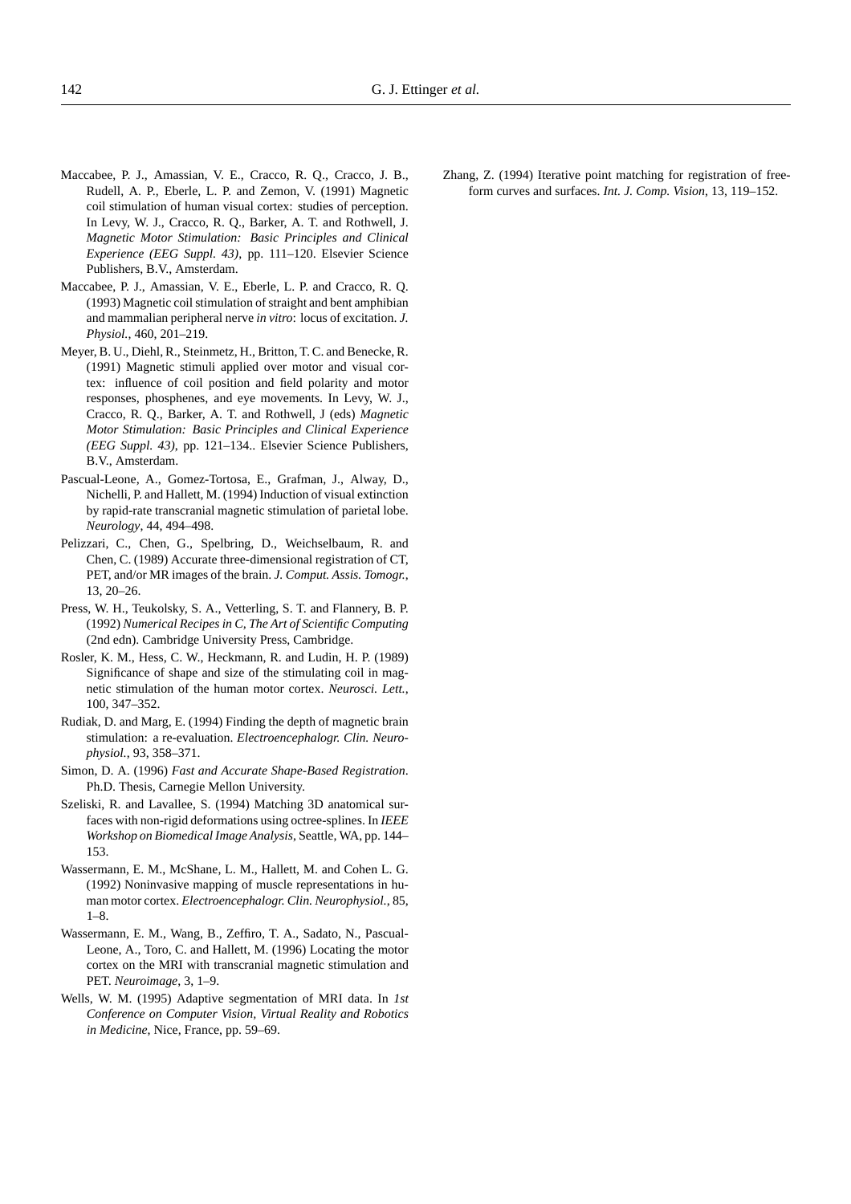Maccabee, P. J., Amassian, V. E., Cracco, R. Q., Cracco, J. B., Rudell, A. P., Eberle, L. P. and Zemon, V. (1991) Magnetic coil stimulation of human visual cortex: studies of perception. In Levy, W. J., Cracco, R. Q., Barker, A. T. and Rothwell, J. *Magnetic Motor Stimulation: Basic Principles and Clinical Experience (EEG Suppl. 43)*, pp. 111–120. Elsevier Science Publishers, B.V., Amsterdam.

Maccabee, P. J., Amassian, V. E., Eberle, L. P. and Cracco, R. Q. (1993) Magnetic coil stimulation of straight and bent amphibian and mammalian peripheral nerve *in vitro*: locus of excitation. *J. Physiol.*, 460, 201–219.

Meyer, B. U., Diehl, R., Steinmetz, H., Britton, T. C. and Benecke, R. (1991) Magnetic stimuli applied over motor and visual cortex: influence of coil position and field polarity and motor responses, phosphenes, and eye movements. In Levy, W. J., Cracco, R. Q., Barker, A. T. and Rothwell, J (eds) *Magnetic Motor Stimulation: Basic Principles and Clinical Experience (EEG Suppl. 43)*, pp. 121–134.. Elsevier Science Publishers, B.V., Amsterdam.

Pascual-Leone, A., Gomez-Tortosa, E., Grafman, J., Alway, D., Nichelli, P. and Hallett, M. (1994) Induction of visual extinction by rapid-rate transcranial magnetic stimulation of parietal lobe. *Neurology*, 44, 494–498.

Pelizzari, C., Chen, G., Spelbring, D., Weichselbaum, R. and Chen, C. (1989) Accurate three-dimensional registration of CT, PET, and/or MR images of the brain. *J. Comput. Assis. Tomogr.*, 13, 20–26.

Press, W. H., Teukolsky, S. A., Vetterling, S. T. and Flannery, B. P. (1992) *Numerical Recipes in C, The Art of Scientific Computing* (2nd edn). Cambridge University Press, Cambridge.

Rosler, K. M., Hess, C. W., Heckmann, R. and Ludin, H. P. (1989) Significance of shape and size of the stimulating coil in magnetic stimulation of the human motor cortex. *Neurosci. Lett.*, 100, 347–352.

Rudiak, D. and Marg, E. (1994) Finding the depth of magnetic brain stimulation: a re-evaluation. *Electroencephalogr. Clin. Neurophysiol.*, 93, 358–371.

Simon, D. A. (1996) *Fast and Accurate Shape-Based Registration*. Ph.D. Thesis, Carnegie Mellon University.

Szeliski, R. and Lavallee, S. (1994) Matching 3D anatomical surfaces with non-rigid deformations using octree-splines. In *IEEE Workshop on Biomedical Image Analysis*, Seattle, WA, pp. 144–153.

Wassermann, E. M., McShane, L. M., Hallett, M. and Cohen L. G. (1992) Noninvasive mapping of muscle representations in human motor cortex. *Electroencephalogr. Clin. Neurophysiol.*, 85, 1–8.

Wassermann, E. M., Wang, B., Zeffiro, T. A., Sadato, N., Pascual-Leone, A., Toro, C. and Hallett, M. (1996) Locating the motor cortex on the MRI with transcranial magnetic stimulation and PET. *Neuroimage*, 3, 1–9.

Wells, W. M. (1995) Adaptive segmentation of MRI data. In *1st Conference on Computer Vision, Virtual Reality and Robotics in Medicine*, Nice, France, pp. 59–69.

Zhang, Z. (1994) Iterative point matching for registration of free-form curves and surfaces. *Int. J. Comp. Vision*, 13, 119–152.